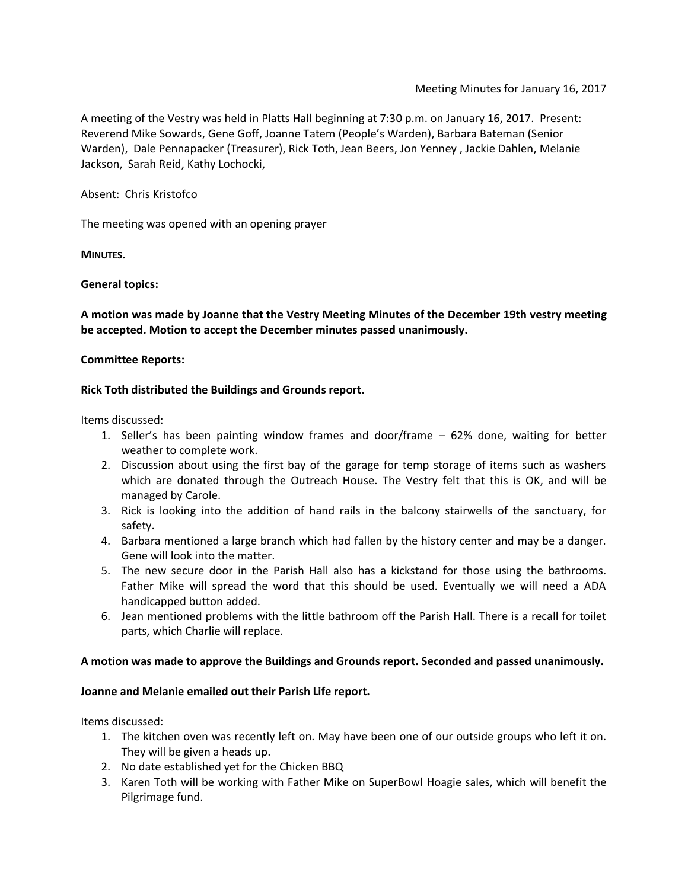Meeting Minutes for January 16, 2017

A meeting of the Vestry was held in Platts Hall beginning at 7:30 p.m. on January 16, 2017. Present: Reverend Mike Sowards, Gene Goff, Joanne Tatem (People's Warden), Barbara Bateman (Senior Warden), Dale Pennapacker (Treasurer), Rick Toth, Jean Beers, Jon Yenney , Jackie Dahlen, Melanie Jackson, Sarah Reid, Kathy Lochocki,

Absent: Chris Kristofco

The meeting was opened with an opening prayer

**MINUTES.**

**General topics:**

**A motion was made by Joanne that the Vestry Meeting Minutes of the December 19th vestry meeting be accepted. Motion to accept the December minutes passed unanimously.**

**Committee Reports:**

**Rick Toth distributed the Buildings and Grounds report.**

Items discussed:

1. Seller's has been painting window frames and door/frame – 62% done, waiting for better weather to complete work.
2. Discussion about using the first bay of the garage for temp storage of items such as washers which are donated through the Outreach House. The Vestry felt that this is OK, and will be managed by Carole.
3. Rick is looking into the addition of hand rails in the balcony stairwells of the sanctuary, for safety.
4. Barbara mentioned a large branch which had fallen by the history center and may be a danger. Gene will look into the matter.
5. The new secure door in the Parish Hall also has a kickstand for those using the bathrooms. Father Mike will spread the word that this should be used. Eventually we will need a ADA handicapped button added.
6. Jean mentioned problems with the little bathroom off the Parish Hall. There is a recall for toilet parts, which Charlie will replace.

**A motion was made to approve the Buildings and Grounds report. Seconded and passed unanimously.**

**Joanne and Melanie emailed out their Parish Life report.**

Items discussed:

1. The kitchen oven was recently left on. May have been one of our outside groups who left it on. They will be given a heads up.
2. No date established yet for the Chicken BBQ
3. Karen Toth will be working with Father Mike on SuperBowl Hoagie sales, which will benefit the Pilgrimage fund.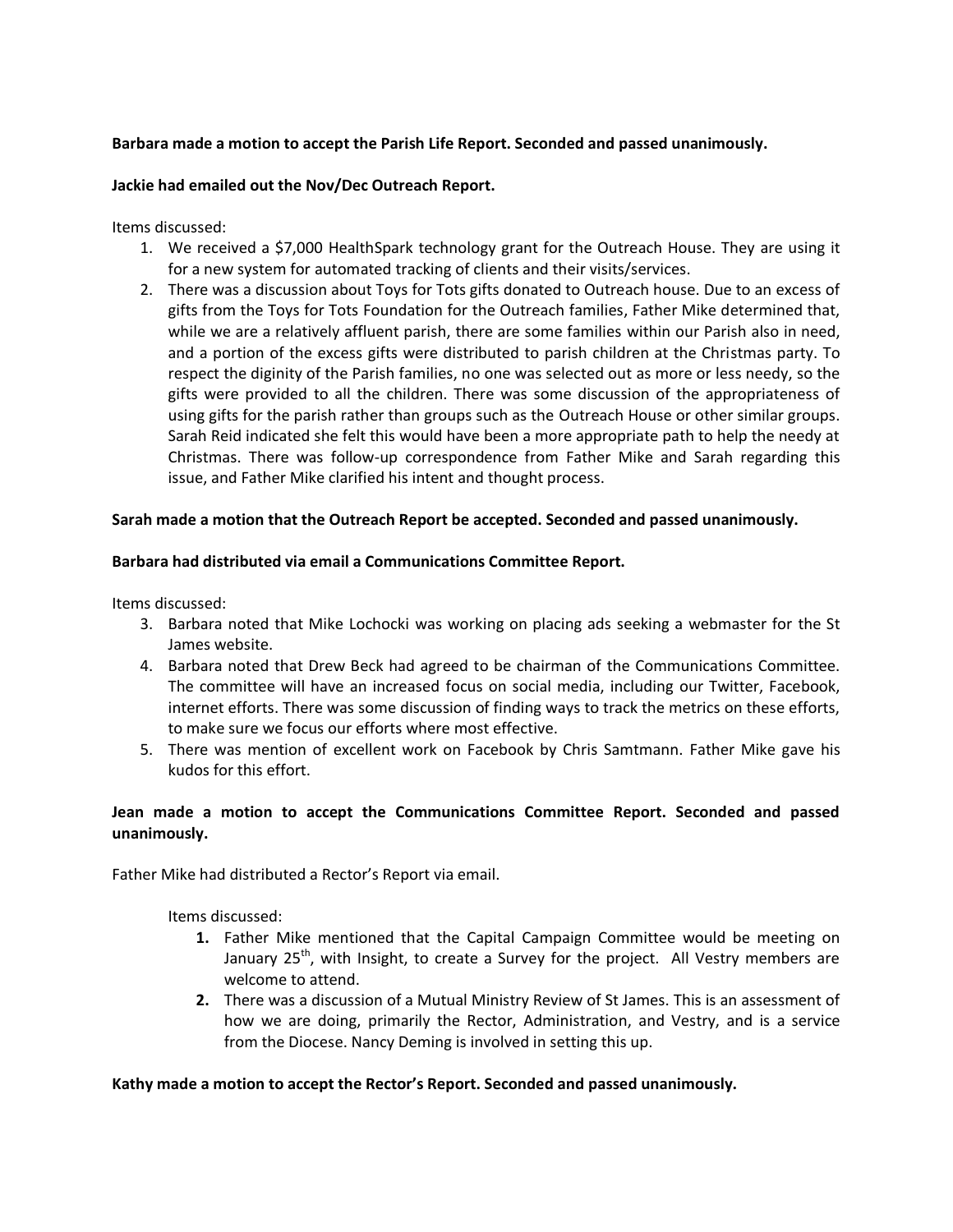**Barbara made a motion to accept the Parish Life Report. Seconded and passed unanimously.**

**Jackie had emailed out the Nov/Dec Outreach Report.**

Items discussed:

1. We received a $7,000 HealthSpark technology grant for the Outreach House. They are using it for a new system for automated tracking of clients and their visits/services.
2. There was a discussion about Toys for Tots gifts donated to Outreach house. Due to an excess of gifts from the Toys for Tots Foundation for the Outreach families, Father Mike determined that, while we are a relatively affluent parish, there are some families within our Parish also in need, and a portion of the excess gifts were distributed to parish children at the Christmas party. To respect the diginity of the Parish families, no one was selected out as more or less needy, so the gifts were provided to all the children. There was some discussion of the appropriateness of using gifts for the parish rather than groups such as the Outreach House or other similar groups. Sarah Reid indicated she felt this would have been a more appropriate path to help the needy at Christmas. There was follow-up correspondence from Father Mike and Sarah regarding this issue, and Father Mike clarified his intent and thought process.

**Sarah made a motion that the Outreach Report be accepted. Seconded and passed unanimously.**

**Barbara had distributed via email a Communications Committee Report.**

Items discussed:

3. Barbara noted that Mike Lochocki was working on placing ads seeking a webmaster for the St James website.
4. Barbara noted that Drew Beck had agreed to be chairman of the Communications Committee. The committee will have an increased focus on social media, including our Twitter, Facebook, internet efforts. There was some discussion of finding ways to track the metrics on these efforts, to make sure we focus our efforts where most effective.
5. There was mention of excellent work on Facebook by Chris Samtmann. Father Mike gave his kudos for this effort.

**Jean made a motion to accept the Communications Committee Report. Seconded and passed unanimously.**

Father Mike had distributed a Rector's Report via email.

Items discussed:

1. Father Mike mentioned that the Capital Campaign Committee would be meeting on January 25th, with Insight, to create a Survey for the project. All Vestry members are welcome to attend.
2. There was a discussion of a Mutual Ministry Review of St James. This is an assessment of how we are doing, primarily the Rector, Administration, and Vestry, and is a service from the Diocese. Nancy Deming is involved in setting this up.

**Kathy made a motion to accept the Rector's Report. Seconded and passed unanimously.**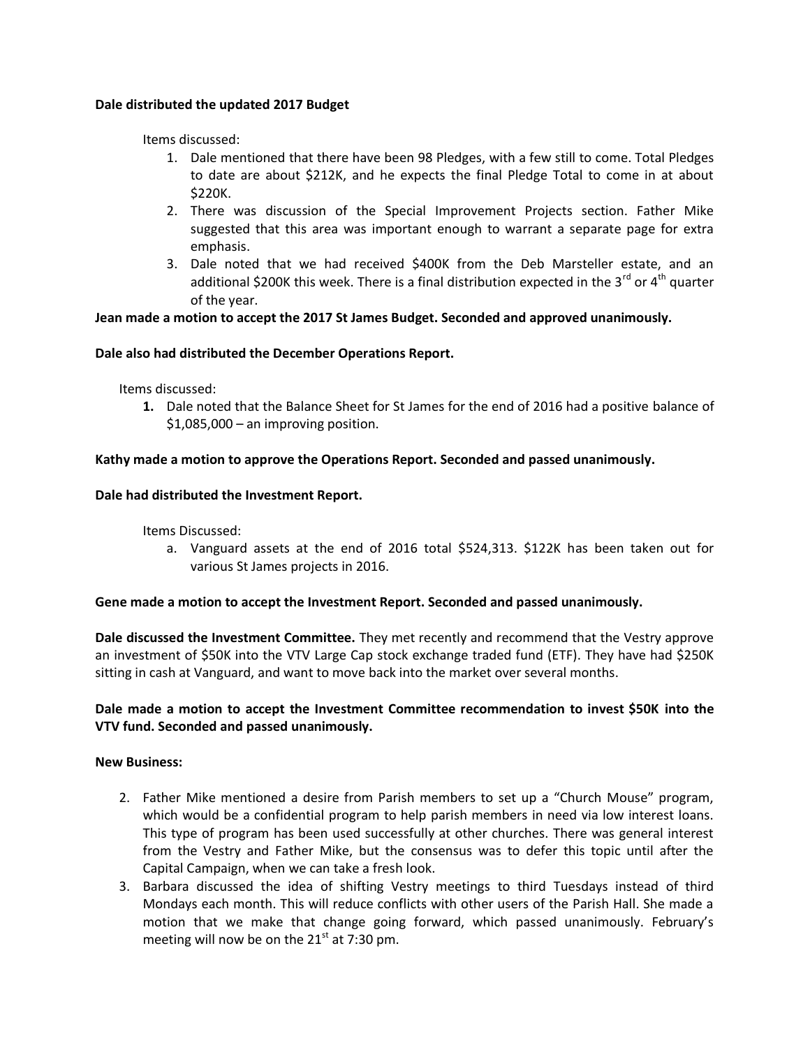**Dale distributed the updated 2017 Budget**

Items discussed:

1. Dale mentioned that there have been 98 Pledges, with a few still to come. Total Pledges to date are about $212K, and he expects the final Pledge Total to come in at about $220K.
2. There was discussion of the Special Improvement Projects section. Father Mike suggested that this area was important enough to warrant a separate page for extra emphasis.
3. Dale noted that we had received $400K from the Deb Marsteller estate, and an additional $200K this week. There is a final distribution expected in the 3rd or 4th quarter of the year.

**Jean made a motion to accept the 2017 St James Budget. Seconded and approved unanimously.**

**Dale also had distributed the December Operations Report.**

Items discussed:

1. Dale noted that the Balance Sheet for St James for the end of 2016 had a positive balance of $1,085,000 – an improving position.

**Kathy made a motion to approve the Operations Report. Seconded and passed unanimously.**

**Dale had distributed the Investment Report.**

Items Discussed:

a. Vanguard assets at the end of 2016 total $524,313. $122K has been taken out for various St James projects in 2016.

**Gene made a motion to accept the Investment Report. Seconded and passed unanimously.**

**Dale discussed the Investment Committee.** They met recently and recommend that the Vestry approve an investment of $50K into the VTV Large Cap stock exchange traded fund (ETF). They have had $250K sitting in cash at Vanguard, and want to move back into the market over several months.

**Dale made a motion to accept the Investment Committee recommendation to invest $50K into the VTV fund. Seconded and passed unanimously.**

**New Business:**

2. Father Mike mentioned a desire from Parish members to set up a "Church Mouse" program, which would be a confidential program to help parish members in need via low interest loans. This type of program has been used successfully at other churches. There was general interest from the Vestry and Father Mike, but the consensus was to defer this topic until after the Capital Campaign, when we can take a fresh look.
3. Barbara discussed the idea of shifting Vestry meetings to third Tuesdays instead of third Mondays each month. This will reduce conflicts with other users of the Parish Hall. She made a motion that we make that change going forward, which passed unanimously. February's meeting will now be on the 21st at 7:30 pm.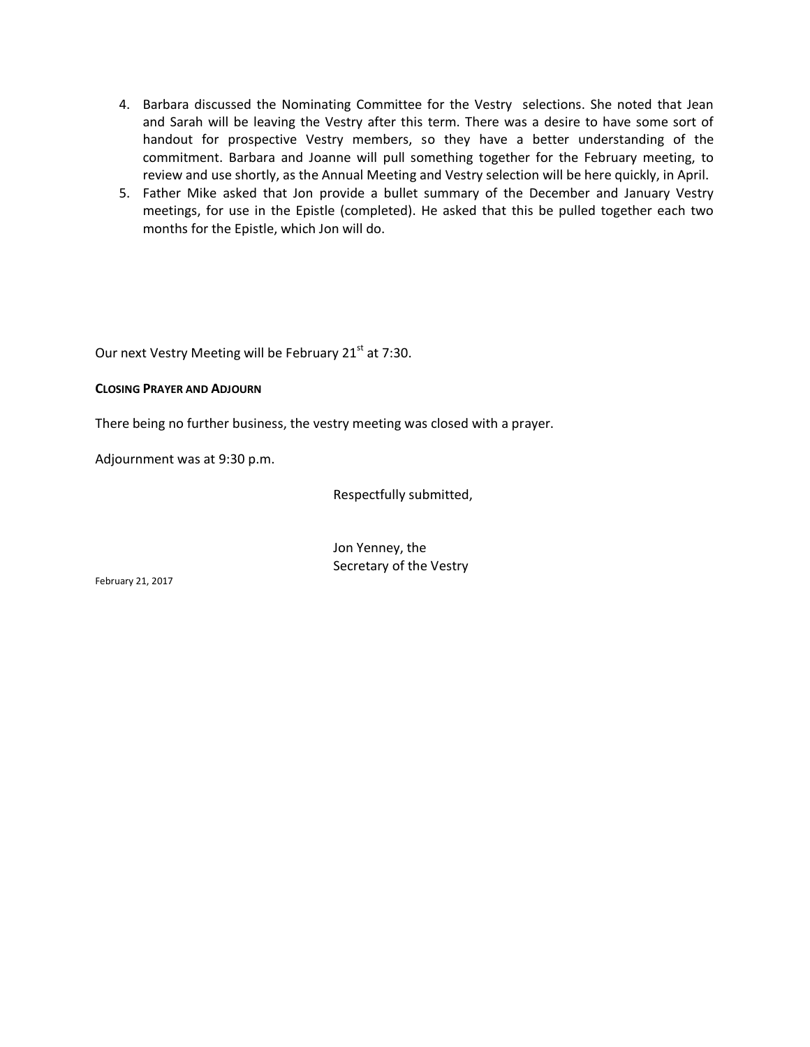4. Barbara discussed the Nominating Committee for the Vestry selections. She noted that Jean and Sarah will be leaving the Vestry after this term. There was a desire to have some sort of handout for prospective Vestry members, so they have a better understanding of the commitment. Barbara and Joanne will pull something together for the February meeting, to review and use shortly, as the Annual Meeting and Vestry selection will be here quickly, in April.
5. Father Mike asked that Jon provide a bullet summary of the December and January Vestry meetings, for use in the Epistle (completed). He asked that this be pulled together each two months for the Epistle, which Jon will do.

Our next Vestry Meeting will be February 21st at 7:30.

**CLOSING PRAYER AND ADJOURN**

There being no further business, the vestry meeting was closed with a prayer.

Adjournment was at 9:30 p.m.

Respectfully submitted,

Jon Yenney, the
Secretary of the Vestry

February 21, 2017